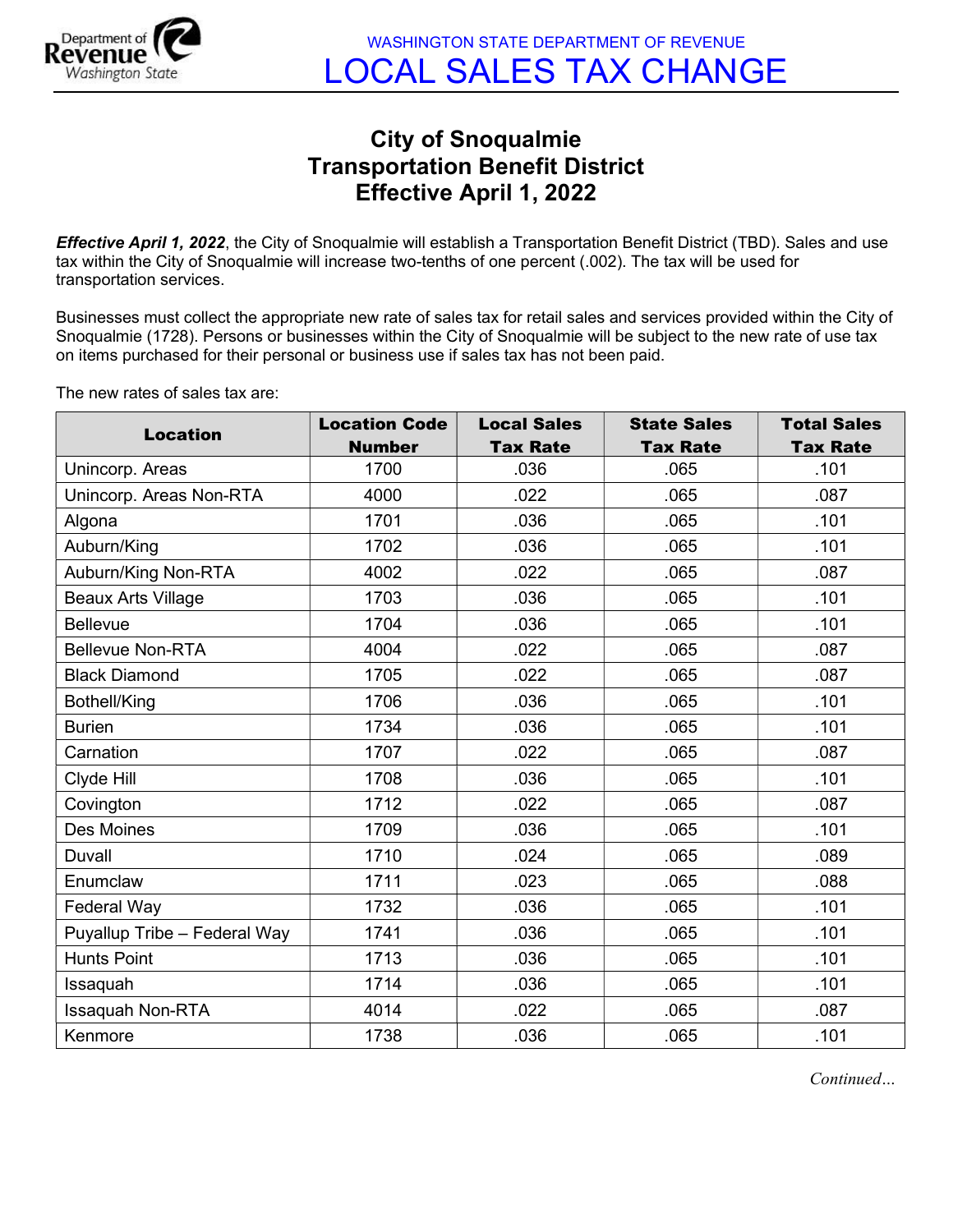WASHINGTON STATE DEPARTMENT OF REVENUE

# LOCAL SALES TAX CHANGE

## City of Snoqualmie
## Transportation Benefit District
## Effective April 1, 2022

***Effective April 1, 2022***, the City of Snoqualmie will establish a Transportation Benefit District (TBD). Sales and use tax within the City of Snoqualmie will increase two-tenths of one percent (.002). The tax will be used for transportation services.

Businesses must collect the appropriate new rate of sales tax for retail sales and services provided within the City of Snoqualmie (1728). Persons or businesses within the City of Snoqualmie will be subject to the new rate of use tax on items purchased for their personal or business use if sales tax has not been paid.

The new rates of sales tax are:

| Location | Location Code Number | Local Sales Tax Rate | State Sales Tax Rate | Total Sales Tax Rate |
|---|---|---|---|---|
| Unincorp. Areas | 1700 | .036 | .065 | .101 |
| Unincorp. Areas Non-RTA | 4000 | .022 | .065 | .087 |
| Algona | 1701 | .036 | .065 | .101 |
| Auburn/King | 1702 | .036 | .065 | .101 |
| Auburn/King Non-RTA | 4002 | .022 | .065 | .087 |
| Beaux Arts Village | 1703 | .036 | .065 | .101 |
| Bellevue | 1704 | .036 | .065 | .101 |
| Bellevue Non-RTA | 4004 | .022 | .065 | .087 |
| Black Diamond | 1705 | .022 | .065 | .087 |
| Bothell/King | 1706 | .036 | .065 | .101 |
| Burien | 1734 | .036 | .065 | .101 |
| Carnation | 1707 | .022 | .065 | .087 |
| Clyde Hill | 1708 | .036 | .065 | .101 |
| Covington | 1712 | .022 | .065 | .087 |
| Des Moines | 1709 | .036 | .065 | .101 |
| Duvall | 1710 | .024 | .065 | .089 |
| Enumclaw | 1711 | .023 | .065 | .088 |
| Federal Way | 1732 | .036 | .065 | .101 |
| Puyallup Tribe – Federal Way | 1741 | .036 | .065 | .101 |
| Hunts Point | 1713 | .036 | .065 | .101 |
| Issaquah | 1714 | .036 | .065 | .101 |
| Issaquah Non-RTA | 4014 | .022 | .065 | .087 |
| Kenmore | 1738 | .036 | .065 | .101 |

*Continued…*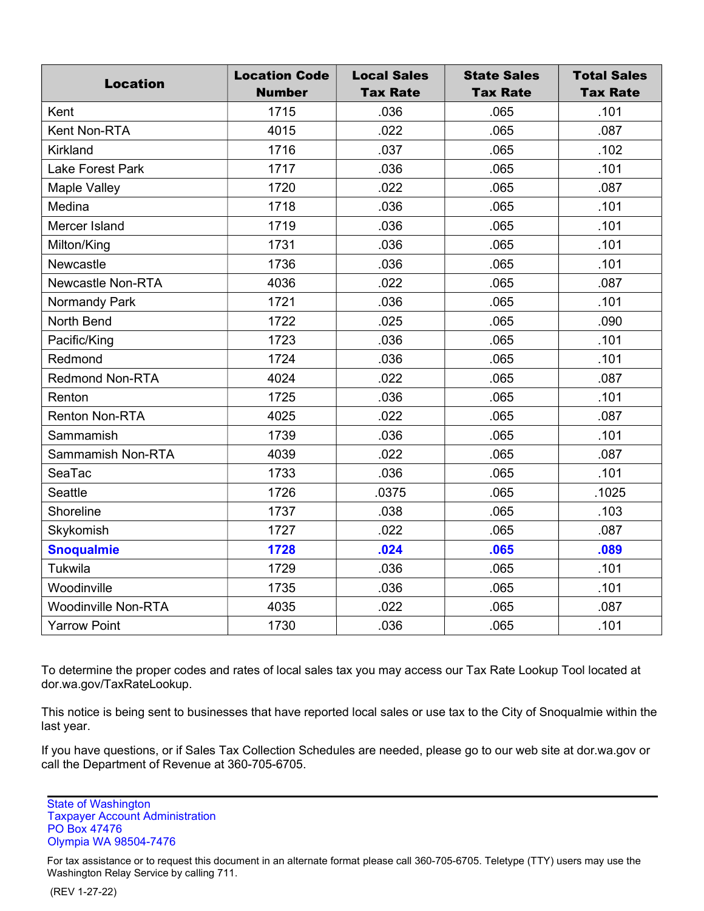| Location | Location Code Number | Local Sales Tax Rate | State Sales Tax Rate | Total Sales Tax Rate |
|---|---|---|---|---|
| Kent | 1715 | .036 | .065 | .101 |
| Kent Non-RTA | 4015 | .022 | .065 | .087 |
| Kirkland | 1716 | .037 | .065 | .102 |
| Lake Forest Park | 1717 | .036 | .065 | .101 |
| Maple Valley | 1720 | .022 | .065 | .087 |
| Medina | 1718 | .036 | .065 | .101 |
| Mercer Island | 1719 | .036 | .065 | .101 |
| Milton/King | 1731 | .036 | .065 | .101 |
| Newcastle | 1736 | .036 | .065 | .101 |
| Newcastle Non-RTA | 4036 | .022 | .065 | .087 |
| Normandy Park | 1721 | .036 | .065 | .101 |
| North Bend | 1722 | .025 | .065 | .090 |
| Pacific/King | 1723 | .036 | .065 | .101 |
| Redmond | 1724 | .036 | .065 | .101 |
| Redmond Non-RTA | 4024 | .022 | .065 | .087 |
| Renton | 1725 | .036 | .065 | .101 |
| Renton Non-RTA | 4025 | .022 | .065 | .087 |
| Sammamish | 1739 | .036 | .065 | .101 |
| Sammamish Non-RTA | 4039 | .022 | .065 | .087 |
| SeaTac | 1733 | .036 | .065 | .101 |
| Seattle | 1726 | .0375 | .065 | .1025 |
| Shoreline | 1737 | .038 | .065 | .103 |
| Skykomish | 1727 | .022 | .065 | .087 |
| **Snoqualmie** | **1728** | **.024** | **.065** | **.089** |
| Tukwila | 1729 | .036 | .065 | .101 |
| Woodinville | 1735 | .036 | .065 | .101 |
| Woodinville Non-RTA | 4035 | .022 | .065 | .087 |
| Yarrow Point | 1730 | .036 | .065 | .101 |

To determine the proper codes and rates of local sales tax you may access our Tax Rate Lookup Tool located at dor.wa.gov/TaxRateLookup.

This notice is being sent to businesses that have reported local sales or use tax to the City of Snoqualmie within the last year.

If you have questions, or if Sales Tax Collection Schedules are needed, please go to our web site at dor.wa.gov or call the Department of Revenue at 360-705-6705.

State of Washington
Taxpayer Account Administration
PO Box 47476
Olympia WA 98504-7476

For tax assistance or to request this document in an alternate format please call 360-705-6705. Teletype (TTY) users may use the Washington Relay Service by calling 711.

(REV 1-27-22)